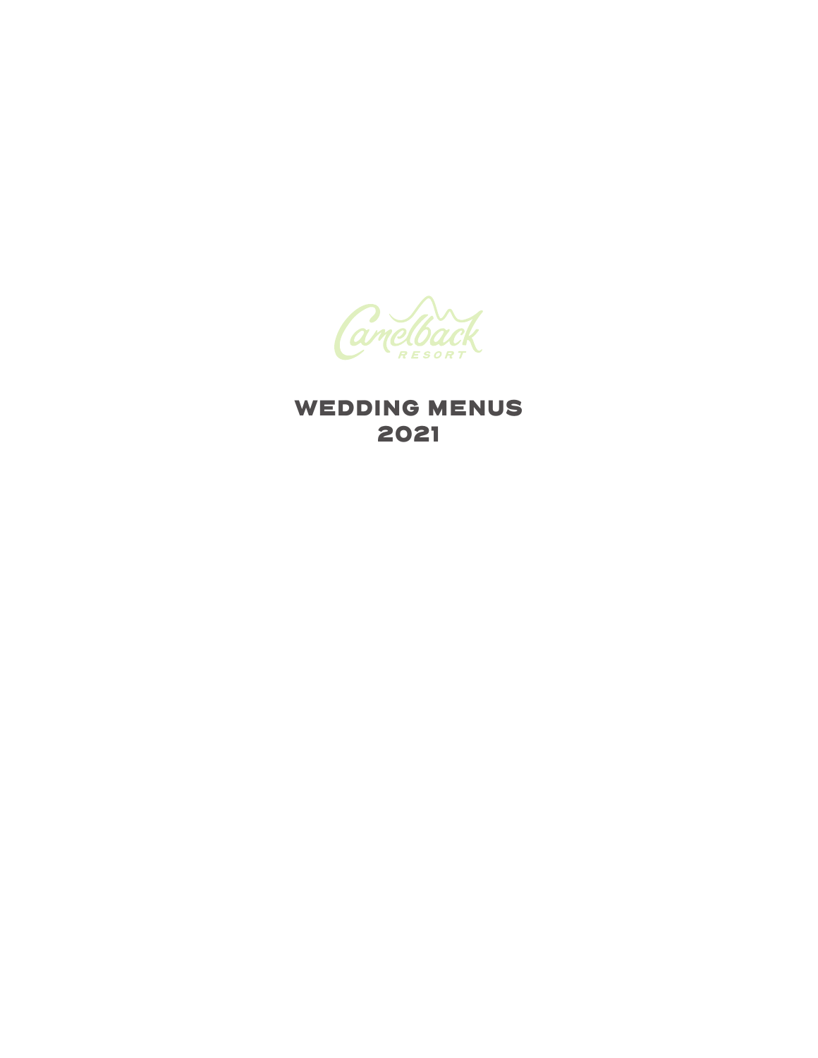Camelback RESORT

# WEDDING MENUS
# 2021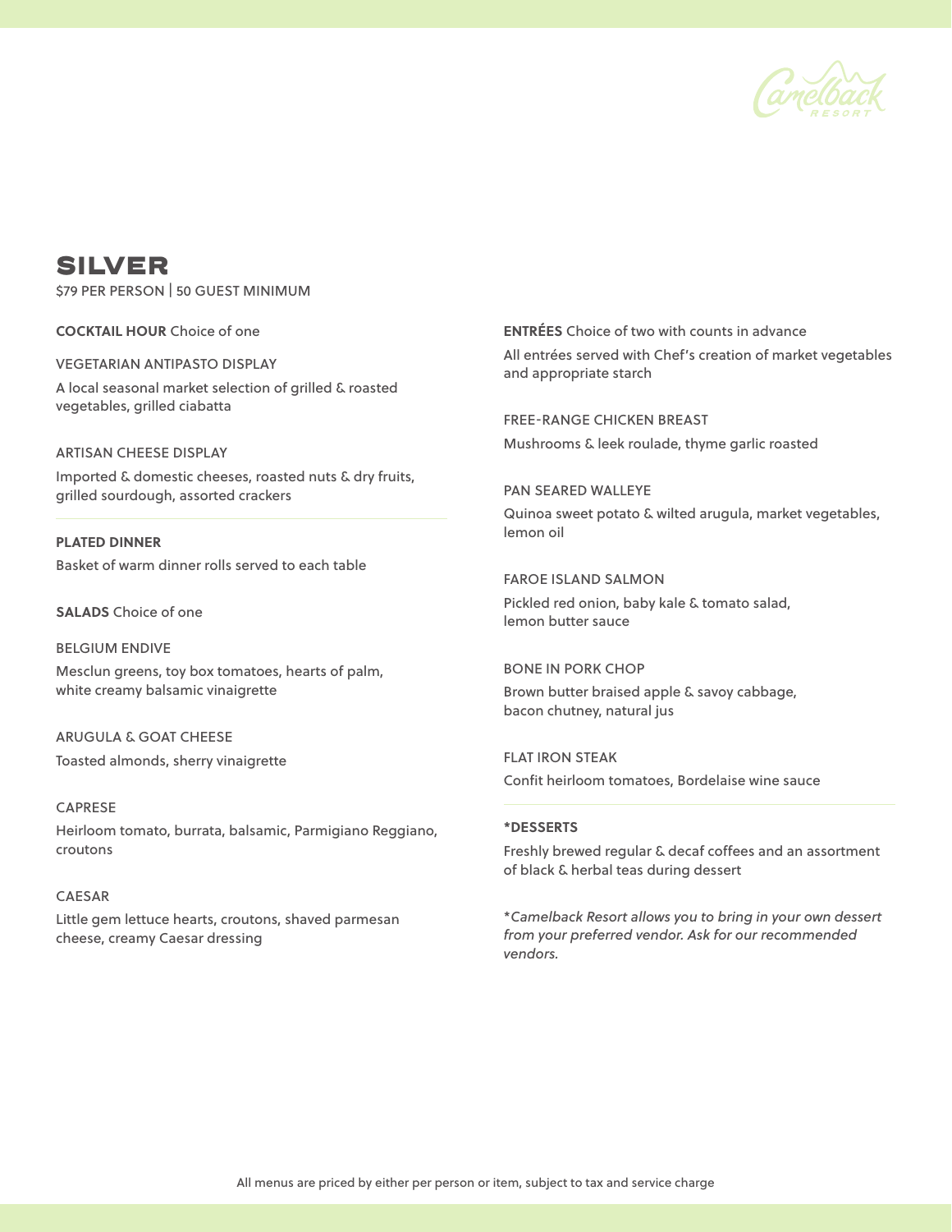# SILVER

$79 PER PERSON | 50 GUEST MINIMUM

**COCKTAIL HOUR** Choice of one

VEGETARIAN ANTIPASTO DISPLAY

A local seasonal market selection of grilled & roasted vegetables, grilled ciabatta

ARTISAN CHEESE DISPLAY

Imported & domestic cheeses, roasted nuts & dry fruits, grilled sourdough, assorted crackers

**PLATED DINNER**

Basket of warm dinner rolls served to each table

**SALADS** Choice of one

BELGIUM ENDIVE

Mesclun greens, toy box tomatoes, hearts of palm, white creamy balsamic vinaigrette

ARUGULA & GOAT CHEESE

Toasted almonds, sherry vinaigrette

CAPRESE

Heirloom tomato, burrata, balsamic, Parmigiano Reggiano, croutons

CAESAR

Little gem lettuce hearts, croutons, shaved parmesan cheese, creamy Caesar dressing

**ENTRÉES** Choice of two with counts in advance

All entrées served with Chef's creation of market vegetables and appropriate starch

FREE-RANGE CHICKEN BREAST

Mushrooms & leek roulade, thyme garlic roasted

PAN SEARED WALLEYE

Quinoa sweet potato & wilted arugula, market vegetables, lemon oil

FAROE ISLAND SALMON

Pickled red onion, baby kale & tomato salad, lemon butter sauce

BONE IN PORK CHOP

Brown butter braised apple & savoy cabbage, bacon chutney, natural jus

FLAT IRON STEAK

Confit heirloom tomatoes, Bordelaise wine sauce

**\*DESSERTS**

Freshly brewed regular & decaf coffees and an assortment of black & herbal teas during dessert

*\*Camelback Resort allows you to bring in your own dessert from your preferred vendor. Ask for our recommended vendors.*

All menus are priced by either per person or item, subject to tax and service charge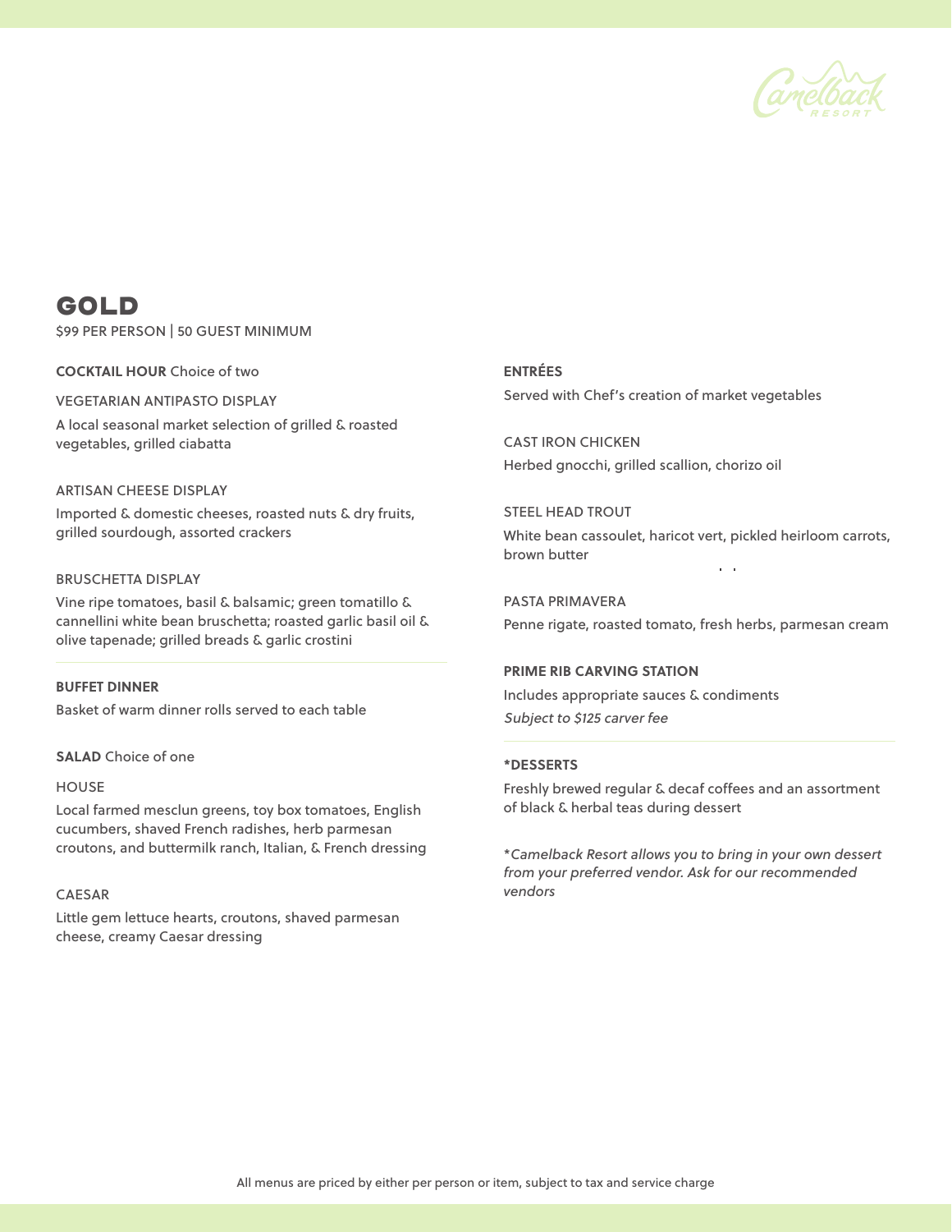# GOLD

$99 PER PERSON | 50 GUEST MINIMUM

**COCKTAIL HOUR** Choice of two

VEGETARIAN ANTIPASTO DISPLAY

A local seasonal market selection of grilled & roasted vegetables, grilled ciabatta

ARTISAN CHEESE DISPLAY

Imported & domestic cheeses, roasted nuts & dry fruits, grilled sourdough, assorted crackers

BRUSCHETTA DISPLAY

Vine ripe tomatoes, basil & balsamic; green tomatillo & cannellini white bean bruschetta; roasted garlic basil oil & olive tapenade; grilled breads & garlic crostini

---

**BUFFET DINNER**

Basket of warm dinner rolls served to each table

**SALAD** Choice of one

HOUSE

Local farmed mesclun greens, toy box tomatoes, English cucumbers, shaved French radishes, herb parmesan croutons, and buttermilk ranch, Italian, & French dressing

CAESAR

Little gem lettuce hearts, croutons, shaved parmesan cheese, creamy Caesar dressing

**ENTRÉES**

Served with Chef's creation of market vegetables

CAST IRON CHICKEN

Herbed gnocchi, grilled scallion, chorizo oil

STEEL HEAD TROUT

White bean cassoulet, haricot vert, pickled heirloom carrots, brown butter

PASTA PRIMAVERA

Penne rigate, roasted tomato, fresh herbs, parmesan cream

**PRIME RIB CARVING STATION**

Includes appropriate sauces & condiments

*Subject to $125 carver fee*

---

**\*DESSERTS**

Freshly brewed regular & decaf coffees and an assortment of black & herbal teas during dessert

*\*Camelback Resort allows you to bring in your own dessert from your preferred vendor. Ask for our recommended vendors*

All menus are priced by either per person or item, subject to tax and service charge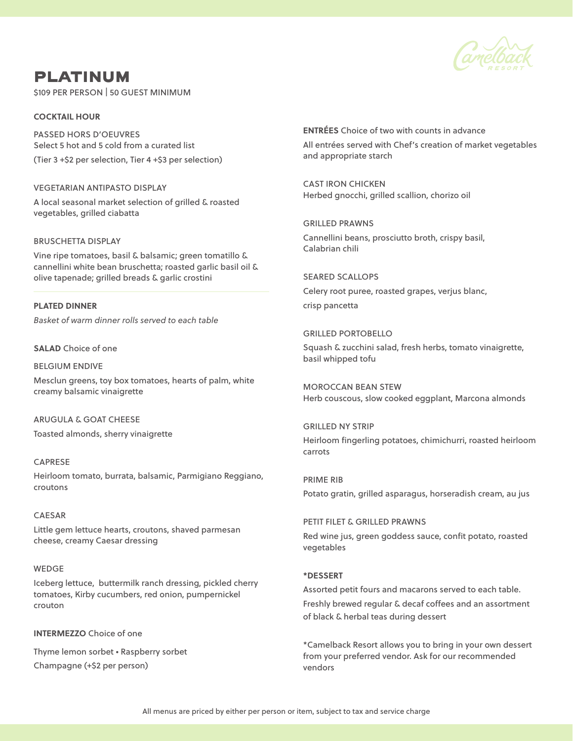# PLATINUM

$109 PER PERSON | 50 GUEST MINIMUM

## COCKTAIL HOUR

PASSED HORS D'OEUVRES
Select 5 hot and 5 cold from a curated list
(Tier 3 +$2 per selection, Tier 4 +$3 per selection)

VEGETARIAN ANTIPASTO DISPLAY
A local seasonal market selection of grilled & roasted vegetables, grilled ciabatta

BRUSCHETTA DISPLAY
Vine ripe tomatoes, basil & balsamic; green tomatillo & cannellini white bean bruschetta; roasted garlic basil oil & olive tapenade; grilled breads & garlic crostini

## PLATED DINNER

*Basket of warm dinner rolls served to each table*

**SALAD** Choice of one

BELGIUM ENDIVE
Mesclun greens, toy box tomatoes, hearts of palm, white creamy balsamic vinaigrette

ARUGULA & GOAT CHEESE
Toasted almonds, sherry vinaigrette

CAPRESE
Heirloom tomato, burrata, balsamic, Parmigiano Reggiano, croutons

CAESAR
Little gem lettuce hearts, croutons, shaved parmesan cheese, creamy Caesar dressing

WEDGE
Iceberg lettuce, buttermilk ranch dressing, pickled cherry tomatoes, Kirby cucumbers, red onion, pumpernickel crouton

**INTERMEZZO** Choice of one

Thyme lemon sorbet • Raspberry sorbet
Champagne (+$2 per person)

**ENTRÉES** Choice of two with counts in advance

All entrées served with Chef's creation of market vegetables and appropriate starch

CAST IRON CHICKEN
Herbed gnocchi, grilled scallion, chorizo oil

GRILLED PRAWNS
Cannellini beans, prosciutto broth, crispy basil, Calabrian chili

SEARED SCALLOPS
Celery root puree, roasted grapes, verjus blanc, crisp pancetta

GRILLED PORTOBELLO
Squash & zucchini salad, fresh herbs, tomato vinaigrette, basil whipped tofu

MOROCCAN BEAN STEW
Herb couscous, slow cooked eggplant, Marcona almonds

GRILLED NY STRIP
Heirloom fingerling potatoes, chimichurri, roasted heirloom carrots

PRIME RIB
Potato gratin, grilled asparagus, horseradish cream, au jus

PETIT FILET & GRILLED PRAWNS
Red wine jus, green goddess sauce, confit potato, roasted vegetables

**\*DESSERT**

Assorted petit fours and macarons served to each table.
Freshly brewed regular & decaf coffees and an assortment of black & herbal teas during dessert

*Camelback Resort allows you to bring in your own dessert from your preferred vendor. Ask for our recommended vendors

All menus are priced by either per person or item, subject to tax and service charge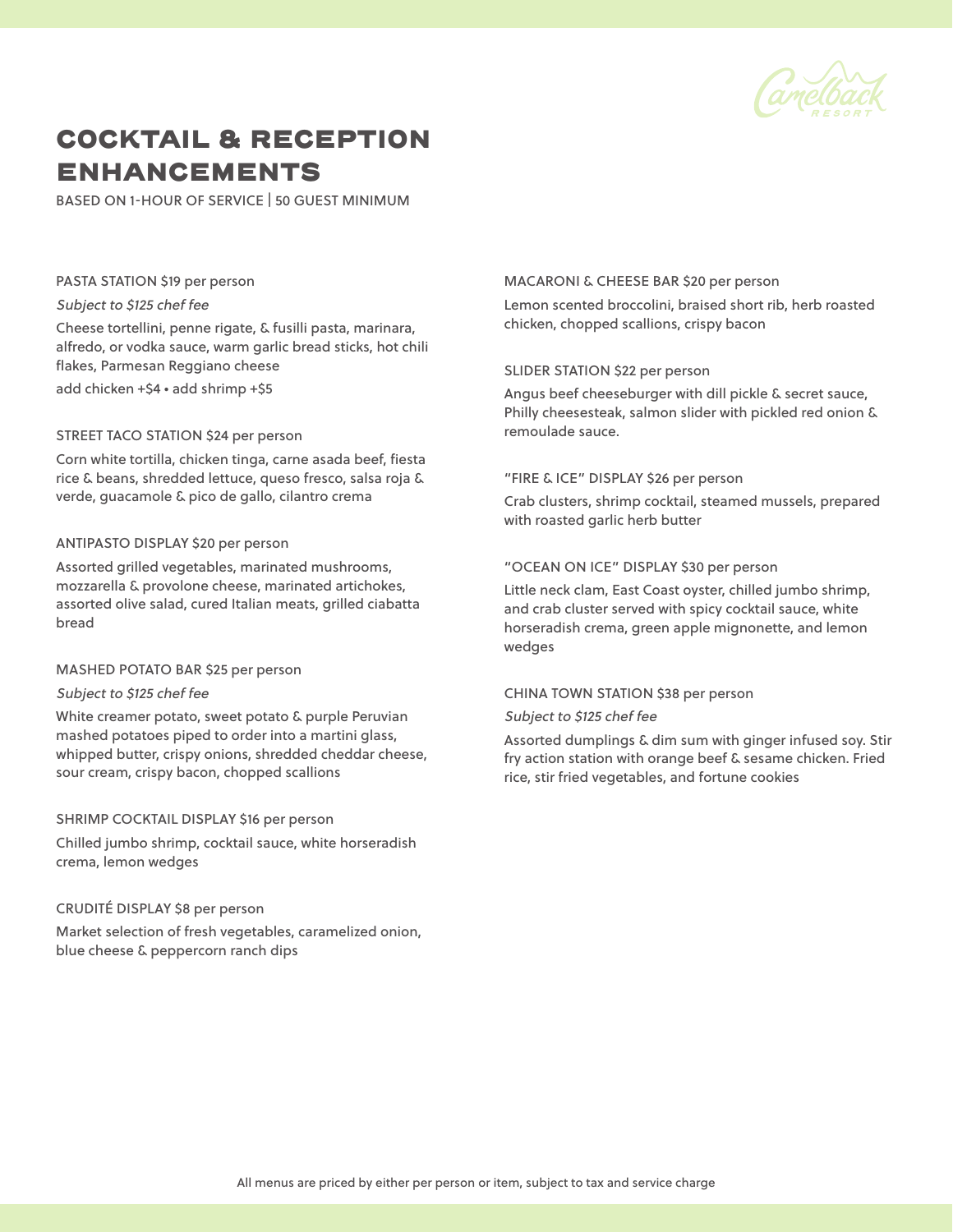# COCKTAIL & RECEPTION ENHANCEMENTS

BASED ON 1-HOUR OF SERVICE | 50 GUEST MINIMUM

### PASTA STATION $19 per person

*Subject to $125 chef fee*

Cheese tortellini, penne rigate, & fusilli pasta, marinara, alfredo, or vodka sauce, warm garlic bread sticks, hot chili flakes, Parmesan Reggiano cheese

add chicken +$4 • add shrimp +$5

### STREET TACO STATION $24 per person

Corn white tortilla, chicken tinga, carne asada beef, fiesta rice & beans, shredded lettuce, queso fresco, salsa roja & verde, guacamole & pico de gallo, cilantro crema

### ANTIPASTO DISPLAY $20 per person

Assorted grilled vegetables, marinated mushrooms, mozzarella & provolone cheese, marinated artichokes, assorted olive salad, cured Italian meats, grilled ciabatta bread

### MASHED POTATO BAR $25 per person

*Subject to $125 chef fee*

White creamer potato, sweet potato & purple Peruvian mashed potatoes piped to order into a martini glass, whipped butter, crispy onions, shredded cheddar cheese, sour cream, crispy bacon, chopped scallions

### SHRIMP COCKTAIL DISPLAY $16 per person

Chilled jumbo shrimp, cocktail sauce, white horseradish crema, lemon wedges

### CRUDITÉ DISPLAY $8 per person

Market selection of fresh vegetables, caramelized onion, blue cheese & peppercorn ranch dips

### MACARONI & CHEESE BAR $20 per person

Lemon scented broccolini, braised short rib, herb roasted chicken, chopped scallions, crispy bacon

### SLIDER STATION $22 per person

Angus beef cheeseburger with dill pickle & secret sauce, Philly cheesesteak, salmon slider with pickled red onion & remoulade sauce.

### "FIRE & ICE" DISPLAY $26 per person

Crab clusters, shrimp cocktail, steamed mussels, prepared with roasted garlic herb butter

### "OCEAN ON ICE" DISPLAY $30 per person

Little neck clam, East Coast oyster, chilled jumbo shrimp, and crab cluster served with spicy cocktail sauce, white horseradish crema, green apple mignonette, and lemon wedges

### CHINA TOWN STATION $38 per person

*Subject to $125 chef fee*

Assorted dumplings & dim sum with ginger infused soy. Stir fry action station with orange beef & sesame chicken. Fried rice, stir fried vegetables, and fortune cookies

All menus are priced by either per person or item, subject to tax and service charge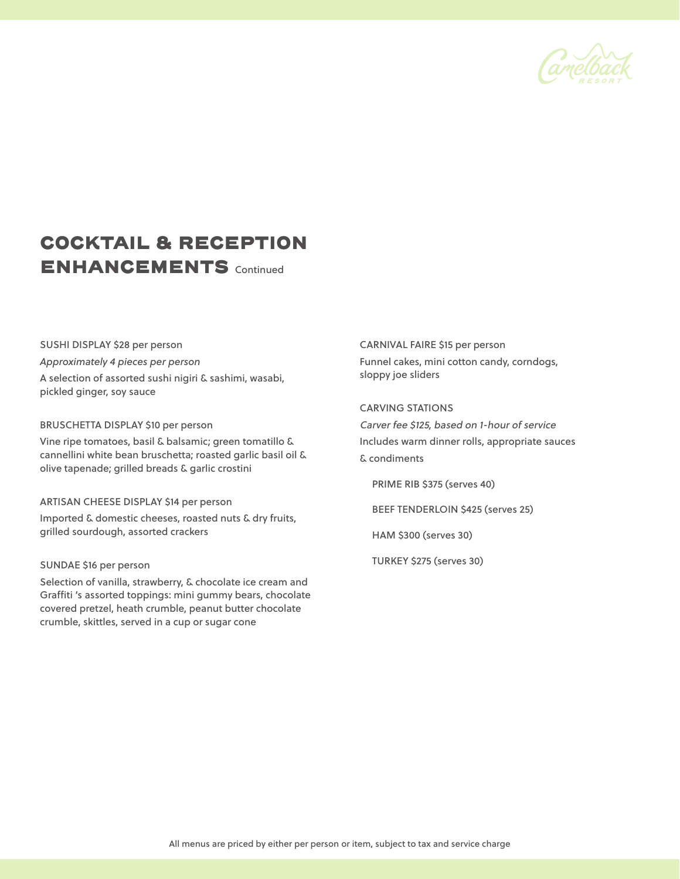# COCKTAIL & RECEPTION ENHANCEMENTS Continued

SUSHI DISPLAY $28 per person

*Approximately 4 pieces per person*

A selection of assorted sushi nigiri & sashimi, wasabi, pickled ginger, soy sauce

BRUSCHETTA DISPLAY $10 per person

Vine ripe tomatoes, basil & balsamic; green tomatillo & cannellini white bean bruschetta; roasted garlic basil oil & olive tapenade; grilled breads & garlic crostini

ARTISAN CHEESE DISPLAY $14 per person

Imported & domestic cheeses, roasted nuts & dry fruits, grilled sourdough, assorted crackers

SUNDAE $16 per person

Selection of vanilla, strawberry, & chocolate ice cream and Graffiti 's assorted toppings: mini gummy bears, chocolate covered pretzel, heath crumble, peanut butter chocolate crumble, skittles, served in a cup or sugar cone

CARNIVAL FAIRE $15 per person

Funnel cakes, mini cotton candy, corndogs, sloppy joe sliders

CARVING STATIONS

*Carver fee $125, based on 1-hour of service*

Includes warm dinner rolls, appropriate sauces & condiments

- PRIME RIB $375 (serves 40)
- BEEF TENDERLOIN $425 (serves 25)
- HAM $300 (serves 30)
- TURKEY $275 (serves 30)

All menus are priced by either per person or item, subject to tax and service charge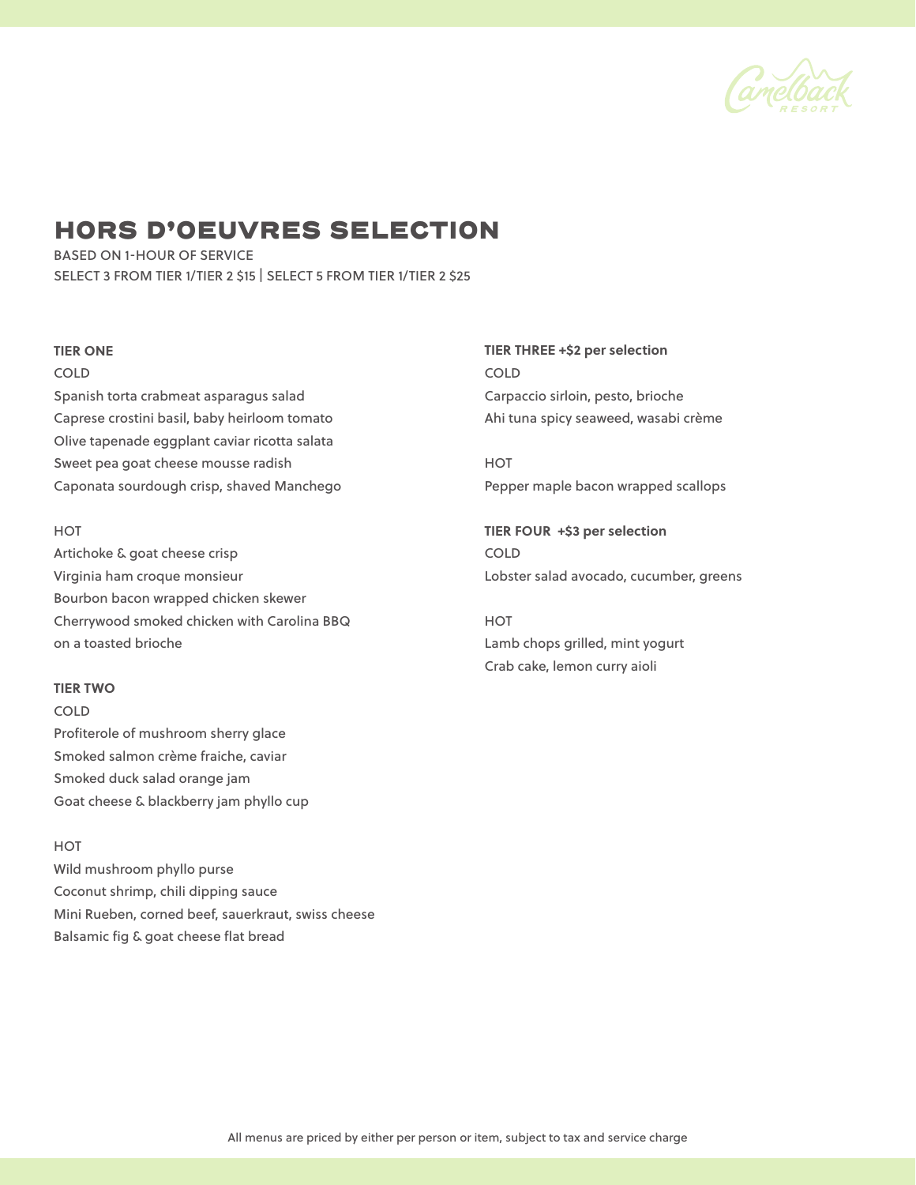# HORS D'OEUVRES SELECTION

BASED ON 1-HOUR OF SERVICE

SELECT 3 FROM TIER 1/TIER 2 $15 | SELECT 5 FROM TIER 1/TIER 2 $25

**TIER ONE**

COLD

Spanish torta crabmeat asparagus salad

Caprese crostini basil, baby heirloom tomato

Olive tapenade eggplant caviar ricotta salata

Sweet pea goat cheese mousse radish

Caponata sourdough crisp, shaved Manchego

HOT

Artichoke & goat cheese crisp

Virginia ham croque monsieur

Bourbon bacon wrapped chicken skewer

Cherrywood smoked chicken with Carolina BBQ on a toasted brioche

**TIER TWO**

COLD

Profiterole of mushroom sherry glace

Smoked salmon crème fraiche, caviar

Smoked duck salad orange jam

Goat cheese & blackberry jam phyllo cup

HOT

Wild mushroom phyllo purse

Coconut shrimp, chili dipping sauce

Mini Rueben, corned beef, sauerkraut, swiss cheese

Balsamic fig & goat cheese flat bread

**TIER THREE +$2 per selection**

COLD

Carpaccio sirloin, pesto, brioche

Ahi tuna spicy seaweed, wasabi crème

HOT

Pepper maple bacon wrapped scallops

**TIER FOUR +$3 per selection**

COLD

Lobster salad avocado, cucumber, greens

HOT

Lamb chops grilled, mint yogurt

Crab cake, lemon curry aioli

All menus are priced by either per person or item, subject to tax and service charge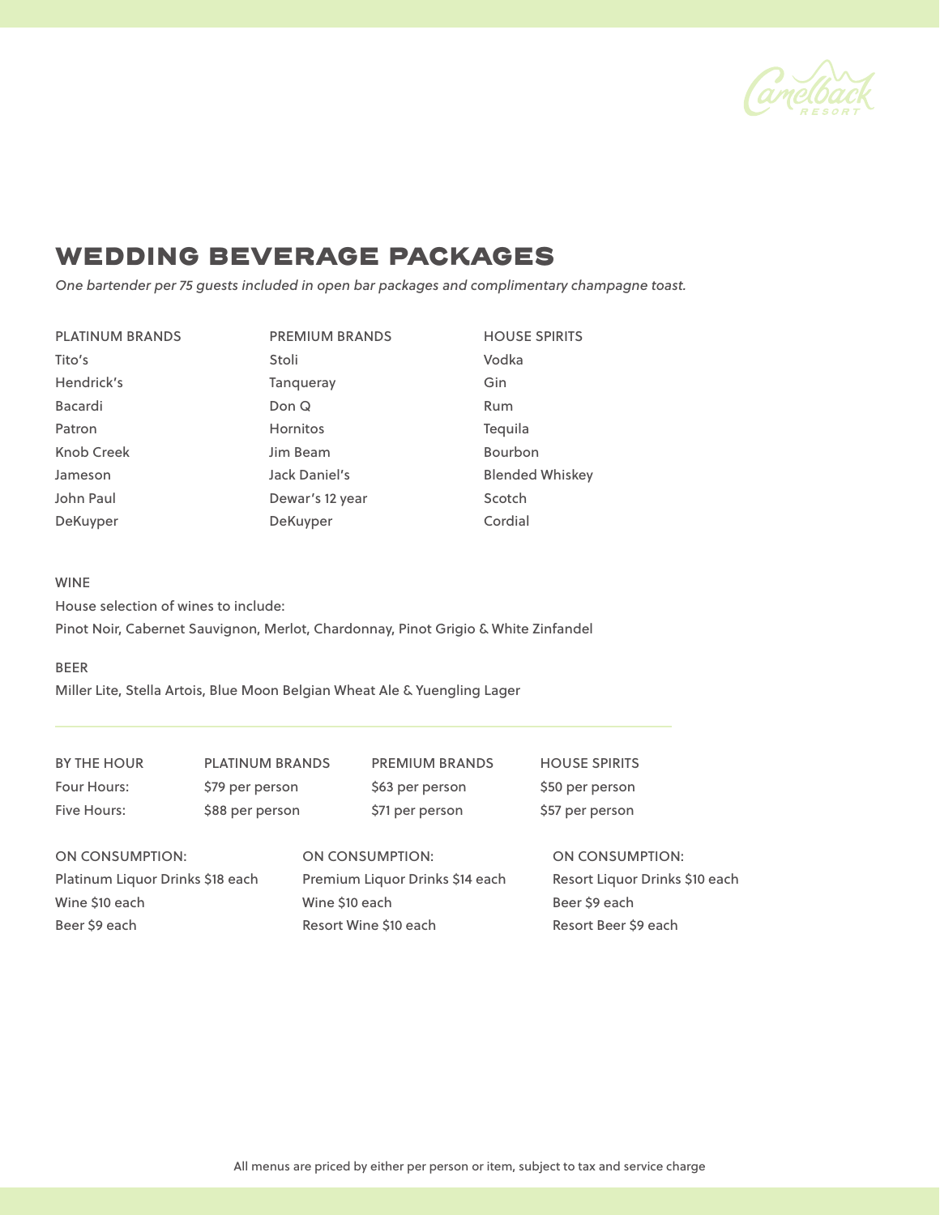## WEDDING BEVERAGE PACKAGES

*One bartender per 75 guests included in open bar packages and complimentary champagne toast.*

| PLATINUM BRANDS | PREMIUM BRANDS | HOUSE SPIRITS |
|---|---|---|
| Tito's | Stoli | Vodka |
| Hendrick's | Tanqueray | Gin |
| Bacardi | Don Q | Rum |
| Patron | Hornitos | Tequila |
| Knob Creek | Jim Beam | Bourbon |
| Jameson | Jack Daniel's | Blended Whiskey |
| John Paul | Dewar's 12 year | Scotch |
| DeKuyper | DeKuyper | Cordial |

WINE

House selection of wines to include:
Pinot Noir, Cabernet Sauvignon, Merlot, Chardonnay, Pinot Grigio & White Zinfandel

BEER

Miller Lite, Stella Artois, Blue Moon Belgian Wheat Ale & Yuengling Lager

---

| BY THE HOUR | PLATINUM BRANDS | PREMIUM BRANDS | HOUSE SPIRITS |
|---|---|---|---|
| Four Hours: | $79 per person | $63 per person | $50 per person |
| Five Hours: | $88 per person | $71 per person | $57 per person |

| ON CONSUMPTION: | ON CONSUMPTION: | ON CONSUMPTION: |
|---|---|---|
| Platinum Liquor Drinks $18 each | Premium Liquor Drinks $14 each | Resort Liquor Drinks $10 each |
| Wine $10 each | Wine $10 each | Beer $9 each |
| Beer $9 each | Resort Wine $10 each | Resort Beer $9 each |

All menus are priced by either per person or item, subject to tax and service charge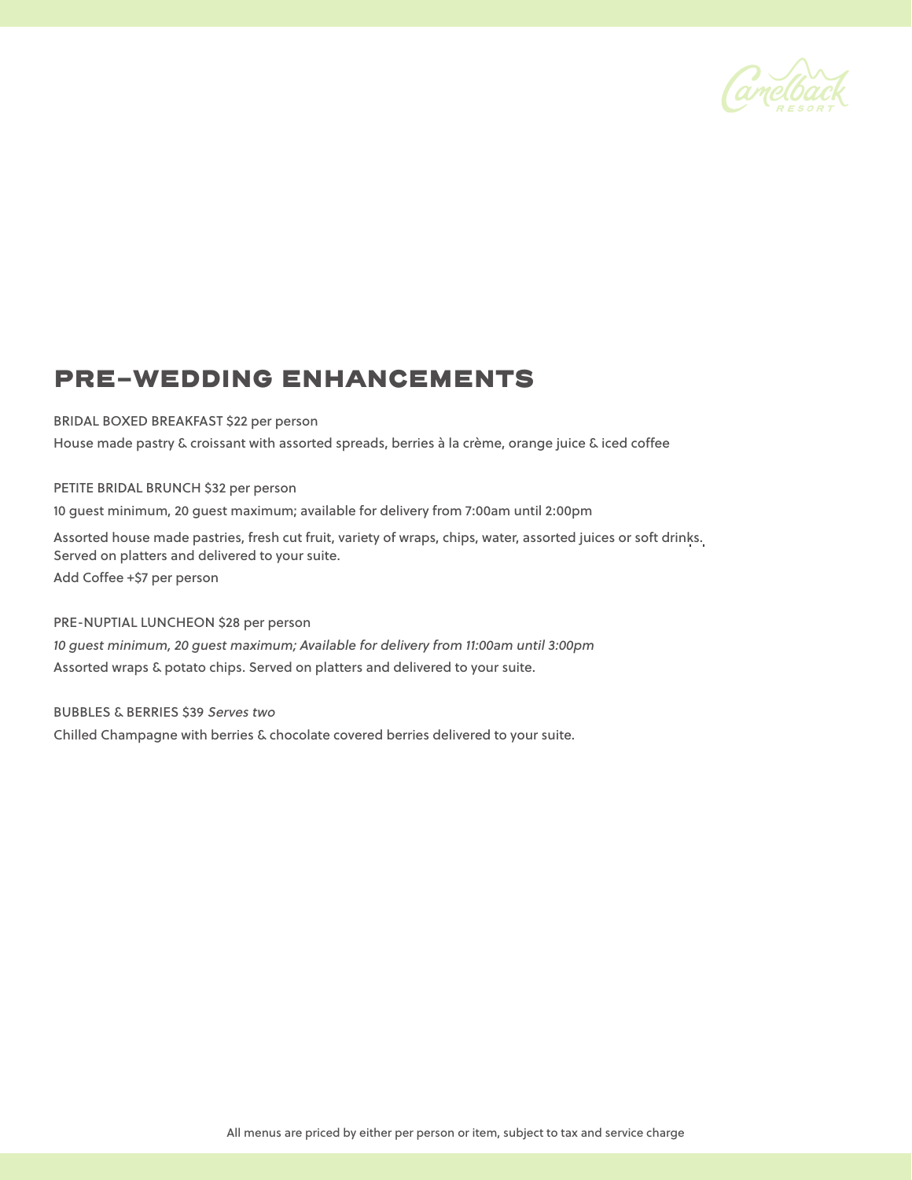## PRE-WEDDING ENHANCEMENTS

BRIDAL BOXED BREAKFAST $22 per person

House made pastry & croissant with assorted spreads, berries à la crème, orange juice & iced coffee

PETITE BRIDAL BRUNCH $32 per person

10 guest minimum, 20 guest maximum; available for delivery from 7:00am until 2:00pm

Assorted house made pastries, fresh cut fruit, variety of wraps, chips, water, assorted juices or soft drinks. Served on platters and delivered to your suite.

Add Coffee +$7 per person

PRE-NUPTIAL LUNCHEON $28 per person

*10 guest minimum, 20 guest maximum; Available for delivery from 11:00am until 3:00pm*

Assorted wraps & potato chips. Served on platters and delivered to your suite.

BUBBLES & BERRIES $39 *Serves two*

Chilled Champagne with berries & chocolate covered berries delivered to your suite.

All menus are priced by either per person or item, subject to tax and service charge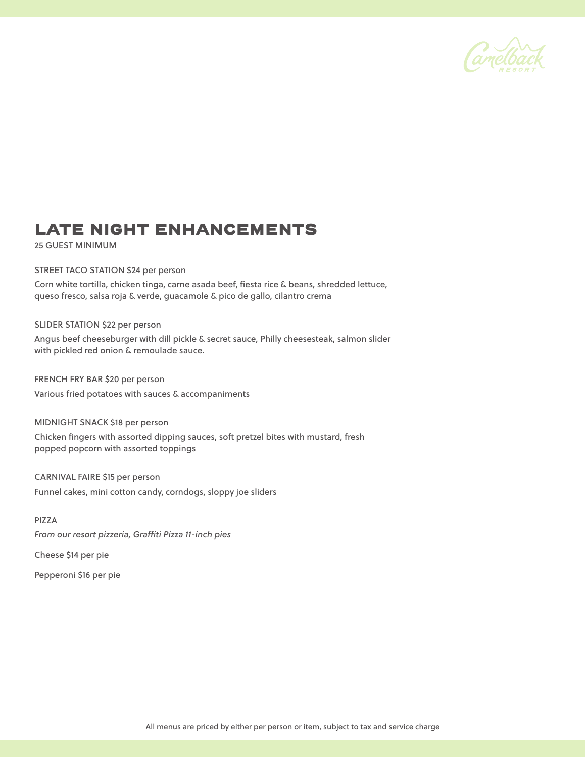# LATE NIGHT ENHANCEMENTS

25 GUEST MINIMUM

STREET TACO STATION $24 per person

Corn white tortilla, chicken tinga, carne asada beef, fiesta rice & beans, shredded lettuce, queso fresco, salsa roja & verde, guacamole & pico de gallo, cilantro crema

SLIDER STATION $22 per person

Angus beef cheeseburger with dill pickle & secret sauce, Philly cheesesteak, salmon slider with pickled red onion & remoulade sauce.

FRENCH FRY BAR $20 per person

Various fried potatoes with sauces & accompaniments

MIDNIGHT SNACK $18 per person

Chicken fingers with assorted dipping sauces, soft pretzel bites with mustard, fresh popped popcorn with assorted toppings

CARNIVAL FAIRE $15 per person

Funnel cakes, mini cotton candy, corndogs, sloppy joe sliders

PIZZA

*From our resort pizzeria, Graffiti Pizza 11-inch pies*

Cheese $14 per pie

Pepperoni $16 per pie

All menus are priced by either per person or item, subject to tax and service charge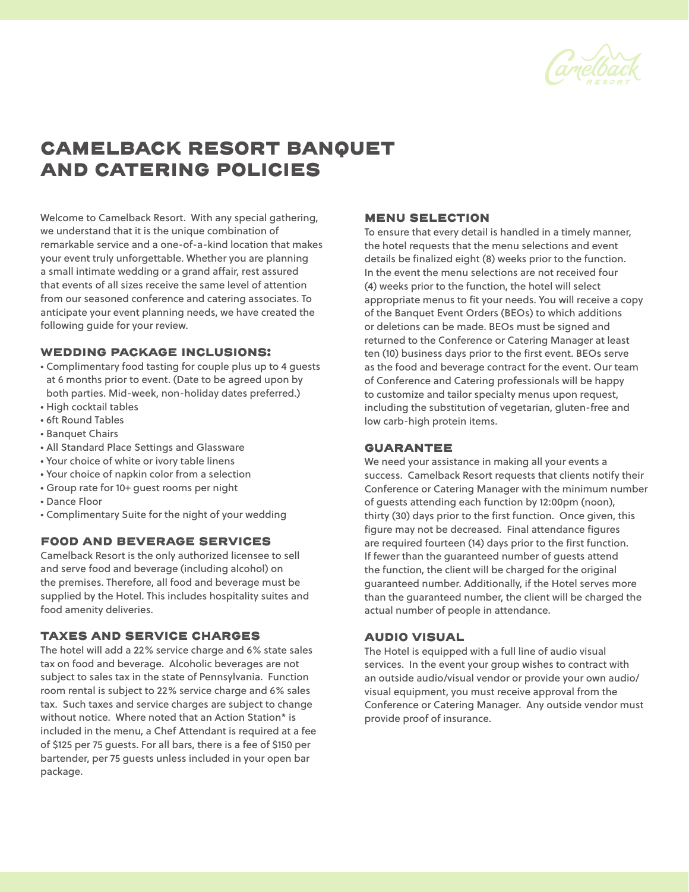# CAMELBACK RESORT BANQUET AND CATERING POLICIES

Welcome to Camelback Resort. With any special gathering, we understand that it is the unique combination of remarkable service and a one-of-a-kind location that makes your event truly unforgettable. Whether you are planning a small intimate wedding or a grand affair, rest assured that events of all sizes receive the same level of attention from our seasoned conference and catering associates. To anticipate your event planning needs, we have created the following guide for your review.

## WEDDING PACKAGE INCLUSIONS:

- Complimentary food tasting for couple plus up to 4 guests at 6 months prior to event. (Date to be agreed upon by both parties. Mid-week, non-holiday dates preferred.)
- High cocktail tables
- 6ft Round Tables
- Banquet Chairs
- All Standard Place Settings and Glassware
- Your choice of white or ivory table linens
- Your choice of napkin color from a selection
- Group rate for 10+ guest rooms per night
- Dance Floor
- Complimentary Suite for the night of your wedding

## FOOD AND BEVERAGE SERVICES

Camelback Resort is the only authorized licensee to sell and serve food and beverage (including alcohol) on the premises. Therefore, all food and beverage must be supplied by the Hotel. This includes hospitality suites and food amenity deliveries.

## TAXES AND SERVICE CHARGES

The hotel will add a 22% service charge and 6% state sales tax on food and beverage. Alcoholic beverages are not subject to sales tax in the state of Pennsylvania. Function room rental is subject to 22% service charge and 6% sales tax. Such taxes and service charges are subject to change without notice. Where noted that an Action Station* is included in the menu, a Chef Attendant is required at a fee of $125 per 75 guests. For all bars, there is a fee of $150 per bartender, per 75 guests unless included in your open bar package.

## MENU SELECTION

To ensure that every detail is handled in a timely manner, the hotel requests that the menu selections and event details be finalized eight (8) weeks prior to the function. In the event the menu selections are not received four (4) weeks prior to the function, the hotel will select appropriate menus to fit your needs. You will receive a copy of the Banquet Event Orders (BEOs) to which additions or deletions can be made. BEOs must be signed and returned to the Conference or Catering Manager at least ten (10) business days prior to the first event. BEOs serve as the food and beverage contract for the event. Our team of Conference and Catering professionals will be happy to customize and tailor specialty menus upon request, including the substitution of vegetarian, gluten-free and low carb-high protein items.

## GUARANTEE

We need your assistance in making all your events a success. Camelback Resort requests that clients notify their Conference or Catering Manager with the minimum number of guests attending each function by 12:00pm (noon), thirty (30) days prior to the first function. Once given, this figure may not be decreased. Final attendance figures are required fourteen (14) days prior to the first function. If fewer than the guaranteed number of guests attend the function, the client will be charged for the original guaranteed number. Additionally, if the Hotel serves more than the guaranteed number, the client will be charged the actual number of people in attendance.

## AUDIO VISUAL

The Hotel is equipped with a full line of audio visual services. In the event your group wishes to contract with an outside audio/visual vendor or provide your own audio/visual equipment, you must receive approval from the Conference or Catering Manager. Any outside vendor must provide proof of insurance.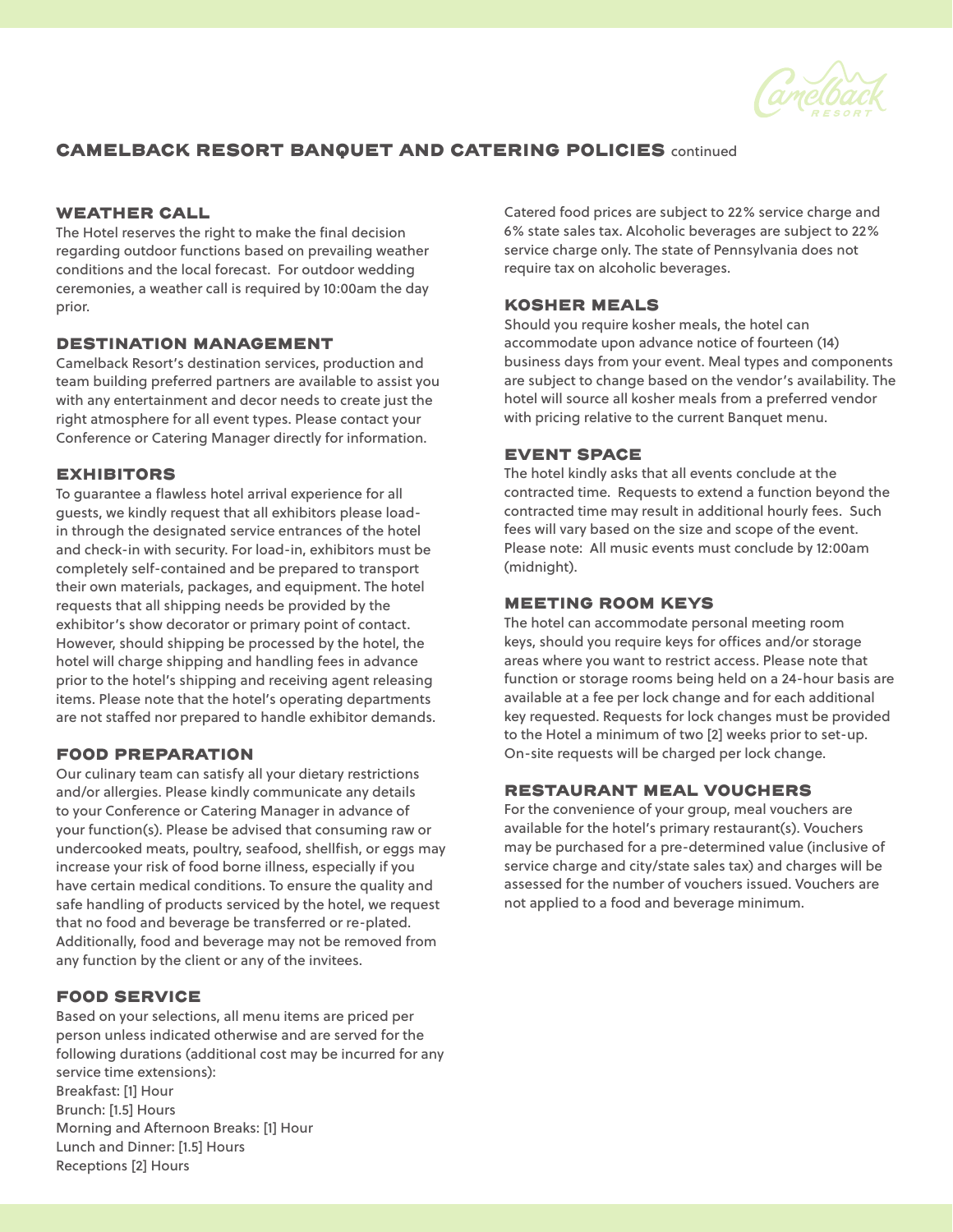# CAMELBACK RESORT BANQUET AND CATERING POLICIES continued

## WEATHER CALL

The Hotel reserves the right to make the final decision regarding outdoor functions based on prevailing weather conditions and the local forecast. For outdoor wedding ceremonies, a weather call is required by 10:00am the day prior.

## DESTINATION MANAGEMENT

Camelback Resort's destination services, production and team building preferred partners are available to assist you with any entertainment and decor needs to create just the right atmosphere for all event types. Please contact your Conference or Catering Manager directly for information.

## EXHIBITORS

To guarantee a flawless hotel arrival experience for all guests, we kindly request that all exhibitors please load-in through the designated service entrances of the hotel and check-in with security. For load-in, exhibitors must be completely self-contained and be prepared to transport their own materials, packages, and equipment. The hotel requests that all shipping needs be provided by the exhibitor's show decorator or primary point of contact. However, should shipping be processed by the hotel, the hotel will charge shipping and handling fees in advance prior to the hotel's shipping and receiving agent releasing items. Please note that the hotel's operating departments are not staffed nor prepared to handle exhibitor demands.

## FOOD PREPARATION

Our culinary team can satisfy all your dietary restrictions and/or allergies. Please kindly communicate any details to your Conference or Catering Manager in advance of your function(s). Please be advised that consuming raw or undercooked meats, poultry, seafood, shellfish, or eggs may increase your risk of food borne illness, especially if you have certain medical conditions. To ensure the quality and safe handling of products serviced by the hotel, we request that no food and beverage be transferred or re-plated. Additionally, food and beverage may not be removed from any function by the client or any of the invitees.

## FOOD SERVICE

Based on your selections, all menu items are priced per person unless indicated otherwise and are served for the following durations (additional cost may be incurred for any service time extensions):
Breakfast: [1] Hour
Brunch: [1.5] Hours
Morning and Afternoon Breaks: [1] Hour
Lunch and Dinner: [1.5] Hours
Receptions [2] Hours

Catered food prices are subject to 22% service charge and 6% state sales tax. Alcoholic beverages are subject to 22% service charge only. The state of Pennsylvania does not require tax on alcoholic beverages.

## KOSHER MEALS

Should you require kosher meals, the hotel can accommodate upon advance notice of fourteen (14) business days from your event. Meal types and components are subject to change based on the vendor's availability. The hotel will source all kosher meals from a preferred vendor with pricing relative to the current Banquet menu.

## EVENT SPACE

The hotel kindly asks that all events conclude at the contracted time. Requests to extend a function beyond the contracted time may result in additional hourly fees. Such fees will vary based on the size and scope of the event. Please note: All music events must conclude by 12:00am (midnight).

## MEETING ROOM KEYS

The hotel can accommodate personal meeting room keys, should you require keys for offices and/or storage areas where you want to restrict access. Please note that function or storage rooms being held on a 24-hour basis are available at a fee per lock change and for each additional key requested. Requests for lock changes must be provided to the Hotel a minimum of two [2] weeks prior to set-up. On-site requests will be charged per lock change.

## RESTAURANT MEAL VOUCHERS

For the convenience of your group, meal vouchers are available for the hotel's primary restaurant(s). Vouchers may be purchased for a pre-determined value (inclusive of service charge and city/state sales tax) and charges will be assessed for the number of vouchers issued. Vouchers are not applied to a food and beverage minimum.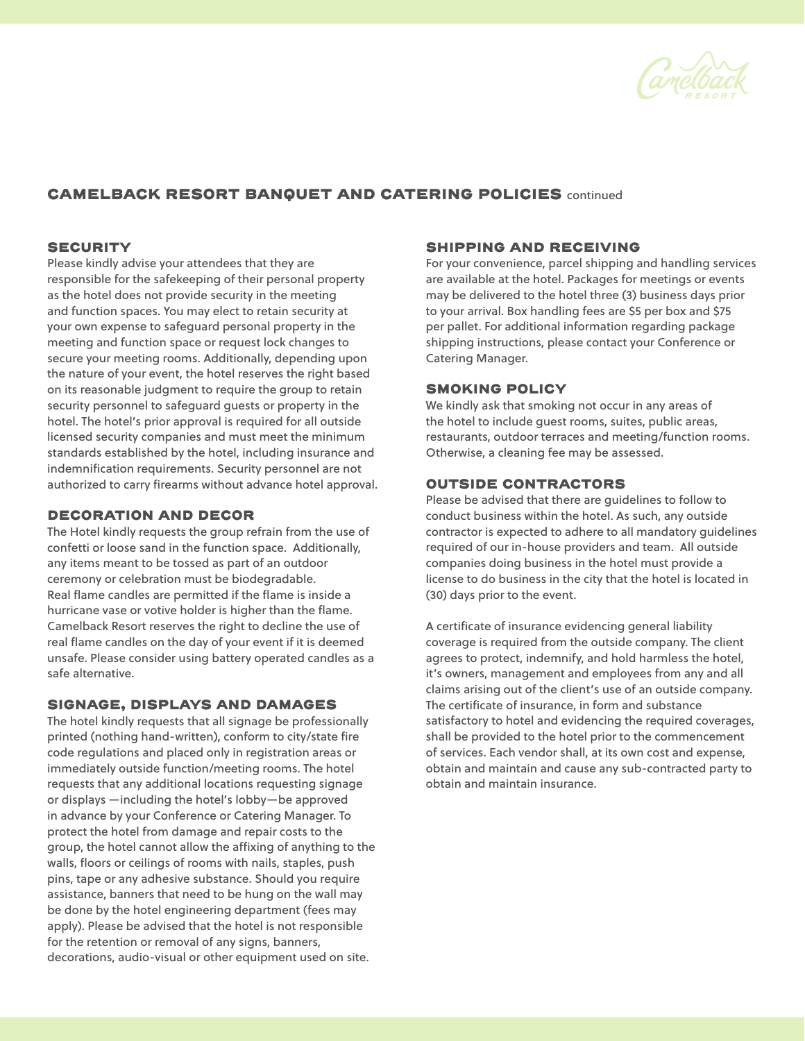## CAMELBACK RESORT BANQUET AND CATERING POLICIES continued

### SECURITY

Please kindly advise your attendees that they are responsible for the safekeeping of their personal property as the hotel does not provide security in the meeting and function spaces. You may elect to retain security at your own expense to safeguard personal property in the meeting and function space or request lock changes to secure your meeting rooms. Additionally, depending upon the nature of your event, the hotel reserves the right based on its reasonable judgment to require the group to retain security personnel to safeguard guests or property in the hotel. The hotel's prior approval is required for all outside licensed security companies and must meet the minimum standards established by the hotel, including insurance and indemnification requirements. Security personnel are not authorized to carry firearms without advance hotel approval.

### DECORATION AND DECOR

The Hotel kindly requests the group refrain from the use of confetti or loose sand in the function space. Additionally, any items meant to be tossed as part of an outdoor ceremony or celebration must be biodegradable. Real flame candles are permitted if the flame is inside a hurricane vase or votive holder is higher than the flame. Camelback Resort reserves the right to decline the use of real flame candles on the day of your event if it is deemed unsafe. Please consider using battery operated candles as a safe alternative.

### SIGNAGE, DISPLAYS AND DAMAGES

The hotel kindly requests that all signage be professionally printed (nothing hand-written), conform to city/state fire code regulations and placed only in registration areas or immediately outside function/meeting rooms. The hotel requests that any additional locations requesting signage or displays —including the hotel's lobby—be approved in advance by your Conference or Catering Manager. To protect the hotel from damage and repair costs to the group, the hotel cannot allow the affixing of anything to the walls, floors or ceilings of rooms with nails, staples, push pins, tape or any adhesive substance. Should you require assistance, banners that need to be hung on the wall may be done by the hotel engineering department (fees may apply). Please be advised that the hotel is not responsible for the retention or removal of any signs, banners, decorations, audio-visual or other equipment used on site.

### SHIPPING AND RECEIVING

For your convenience, parcel shipping and handling services are available at the hotel. Packages for meetings or events may be delivered to the hotel three (3) business days prior to your arrival. Box handling fees are $5 per box and $75 per pallet. For additional information regarding package shipping instructions, please contact your Conference or Catering Manager.

### SMOKING POLICY

We kindly ask that smoking not occur in any areas of the hotel to include guest rooms, suites, public areas, restaurants, outdoor terraces and meeting/function rooms. Otherwise, a cleaning fee may be assessed.

### OUTSIDE CONTRACTORS

Please be advised that there are guidelines to follow to conduct business within the hotel. As such, any outside contractor is expected to adhere to all mandatory guidelines required of our in-house providers and team. All outside companies doing business in the hotel must provide a license to do business in the city that the hotel is located in (30) days prior to the event.

A certificate of insurance evidencing general liability coverage is required from the outside company. The client agrees to protect, indemnify, and hold harmless the hotel, it's owners, management and employees from any and all claims arising out of the client's use of an outside company. The certificate of insurance, in form and substance satisfactory to hotel and evidencing the required coverages, shall be provided to the hotel prior to the commencement of services. Each vendor shall, at its own cost and expense, obtain and maintain and cause any sub-contracted party to obtain and maintain insurance.